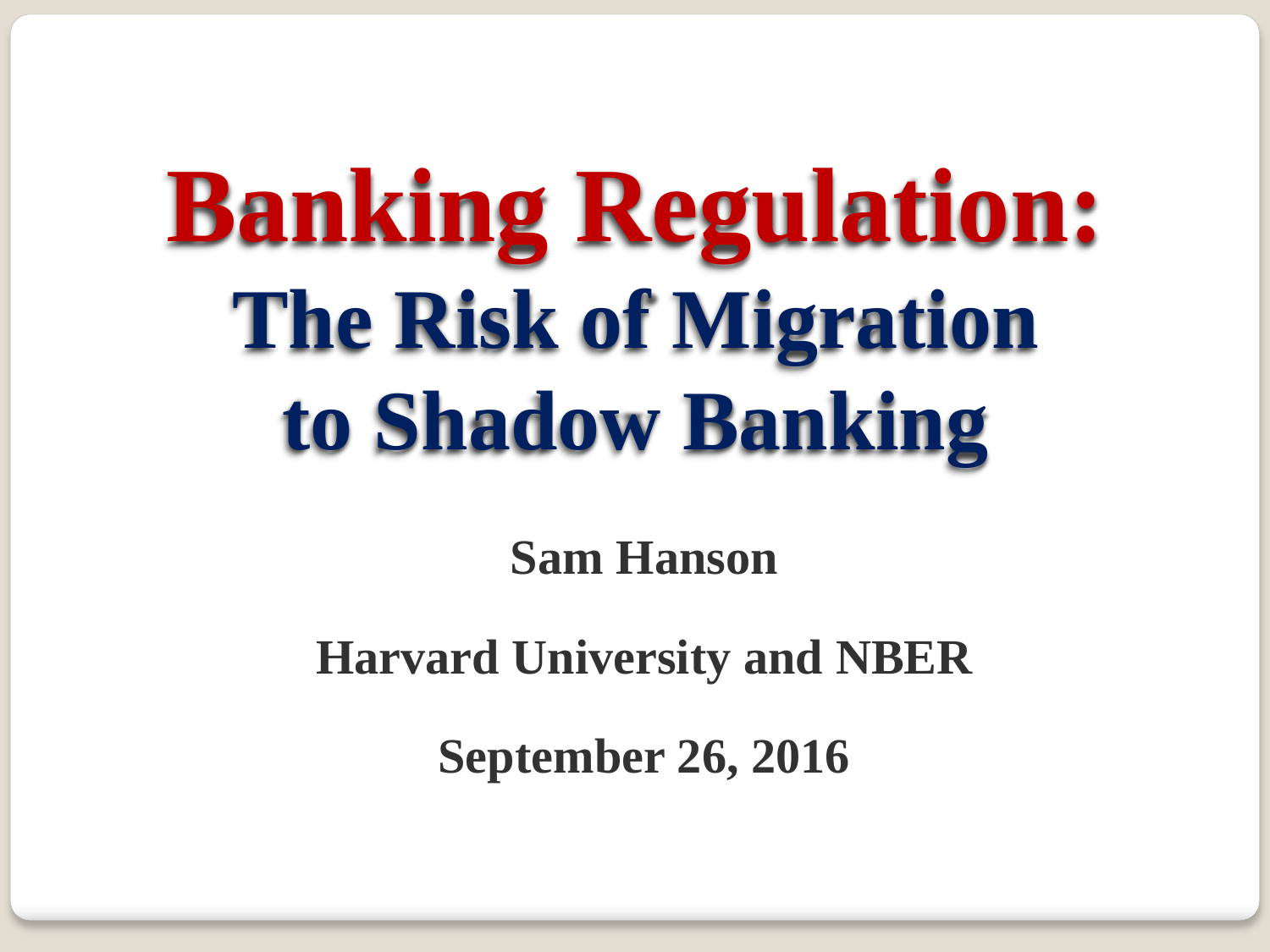# Banking Regulation:

## The Risk of Migration to Shadow Banking

**Sam Hanson**

**Harvard University and NBER**

**September 26, 2016**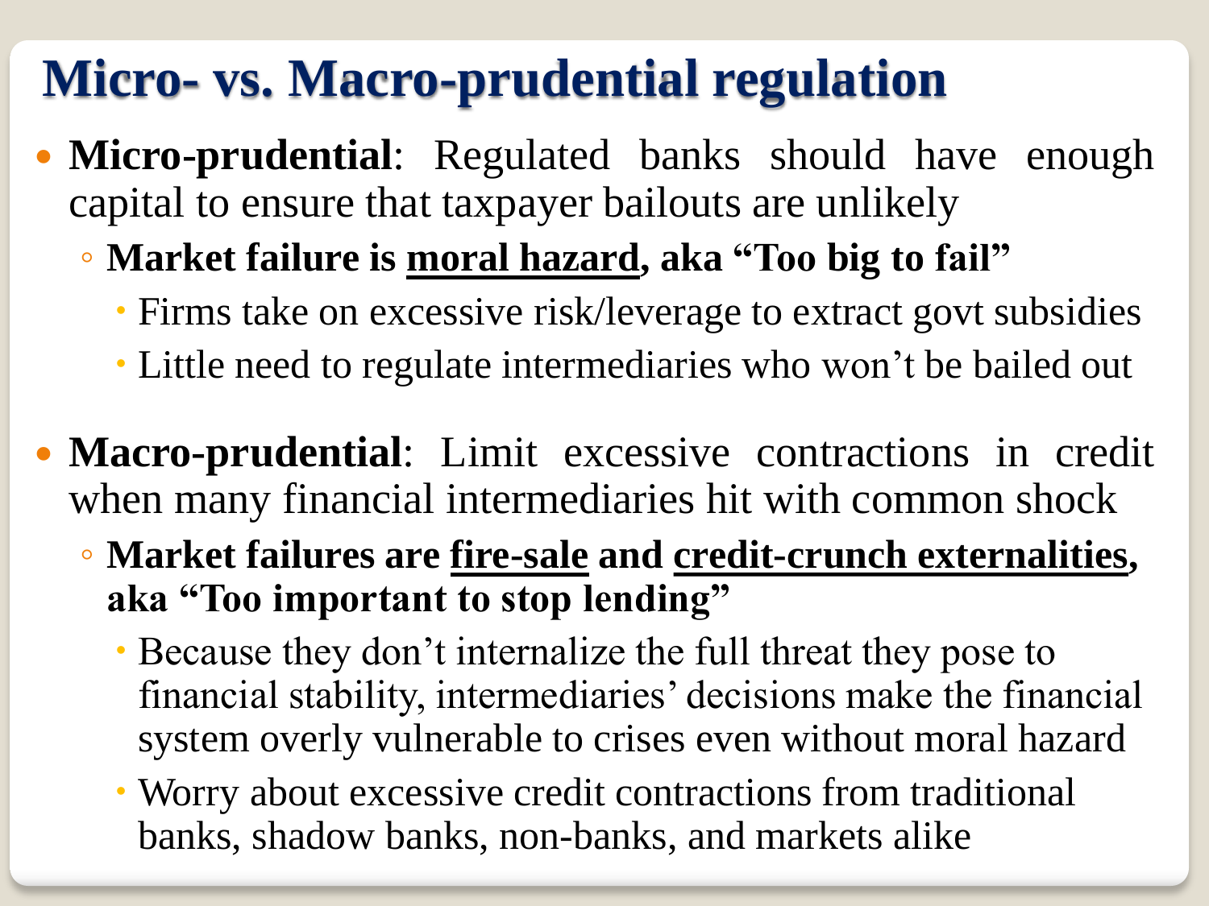# Micro- vs. Macro-prudential regulation

- **Micro-prudential**: Regulated banks should have enough capital to ensure that taxpayer bailouts are unlikely
  - **Market failure is <u>moral hazard</u>, aka "Too big to fail"**
    - Firms take on excessive risk/leverage to extract govt subsidies
    - Little need to regulate intermediaries who won't be bailed out

- **Macro-prudential**: Limit excessive contractions in credit when many financial intermediaries hit with common shock
  - **Market failures are <u>fire-sale</u> and <u>credit-crunch externalities</u>, aka "Too important to stop lending"**
    - Because they don't internalize the full threat they pose to financial stability, intermediaries' decisions make the financial system overly vulnerable to crises even without moral hazard
    - Worry about excessive credit contractions from traditional banks, shadow banks, non-banks, and markets alike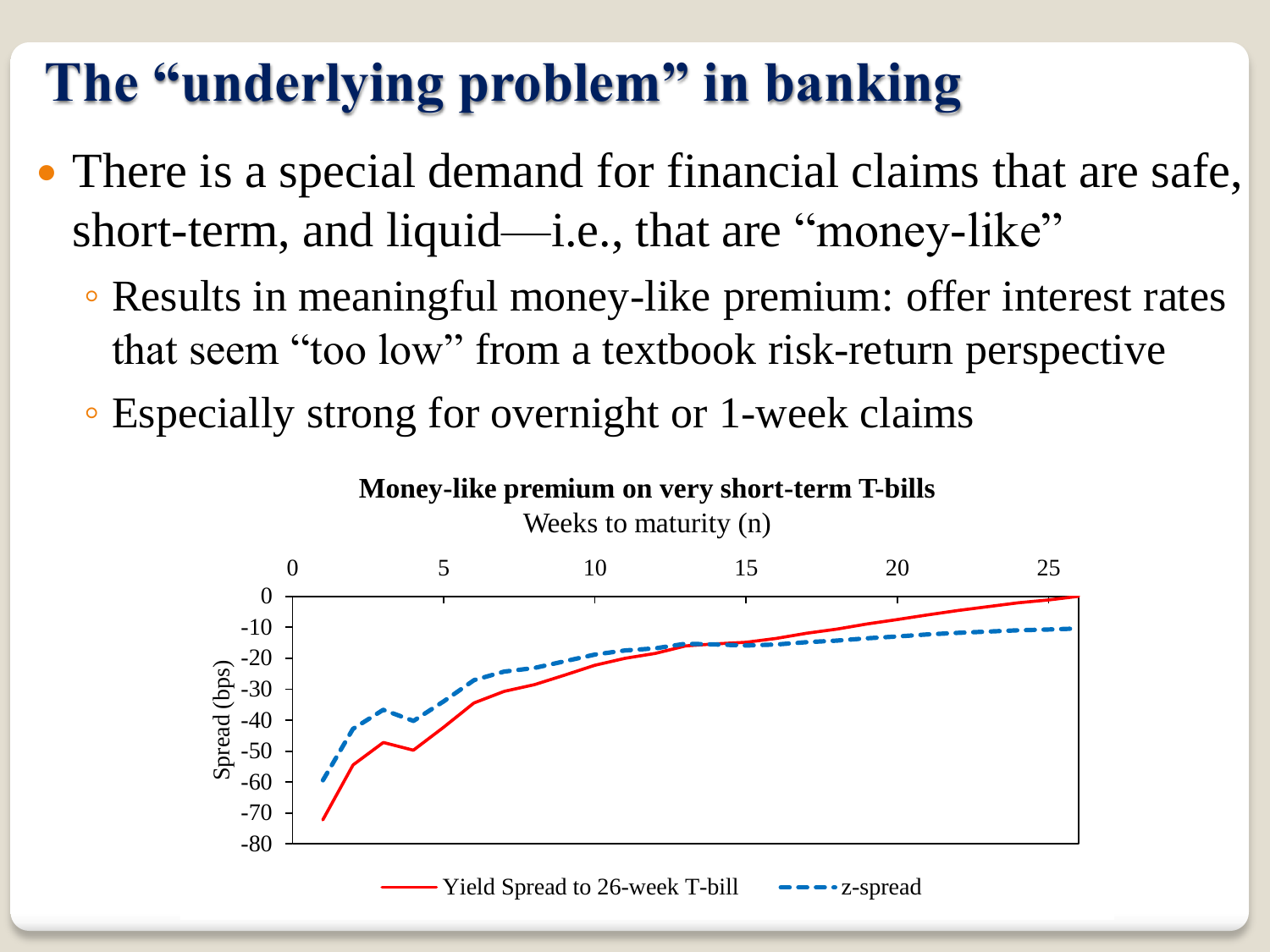# The "underlying problem" in banking

- There is a special demand for financial claims that are safe, short-term, and liquid—i.e., that are "money-like"
  - Results in meaningful money-like premium: offer interest rates that seem "too low" from a textbook risk-return perspective
  - Especially strong for overnight or 1-week claims

**Money-like premium on very short-term T-bills**

Weeks to maturity (n)

Spread (bps)

Yield Spread to 26-week T-bill — z-spread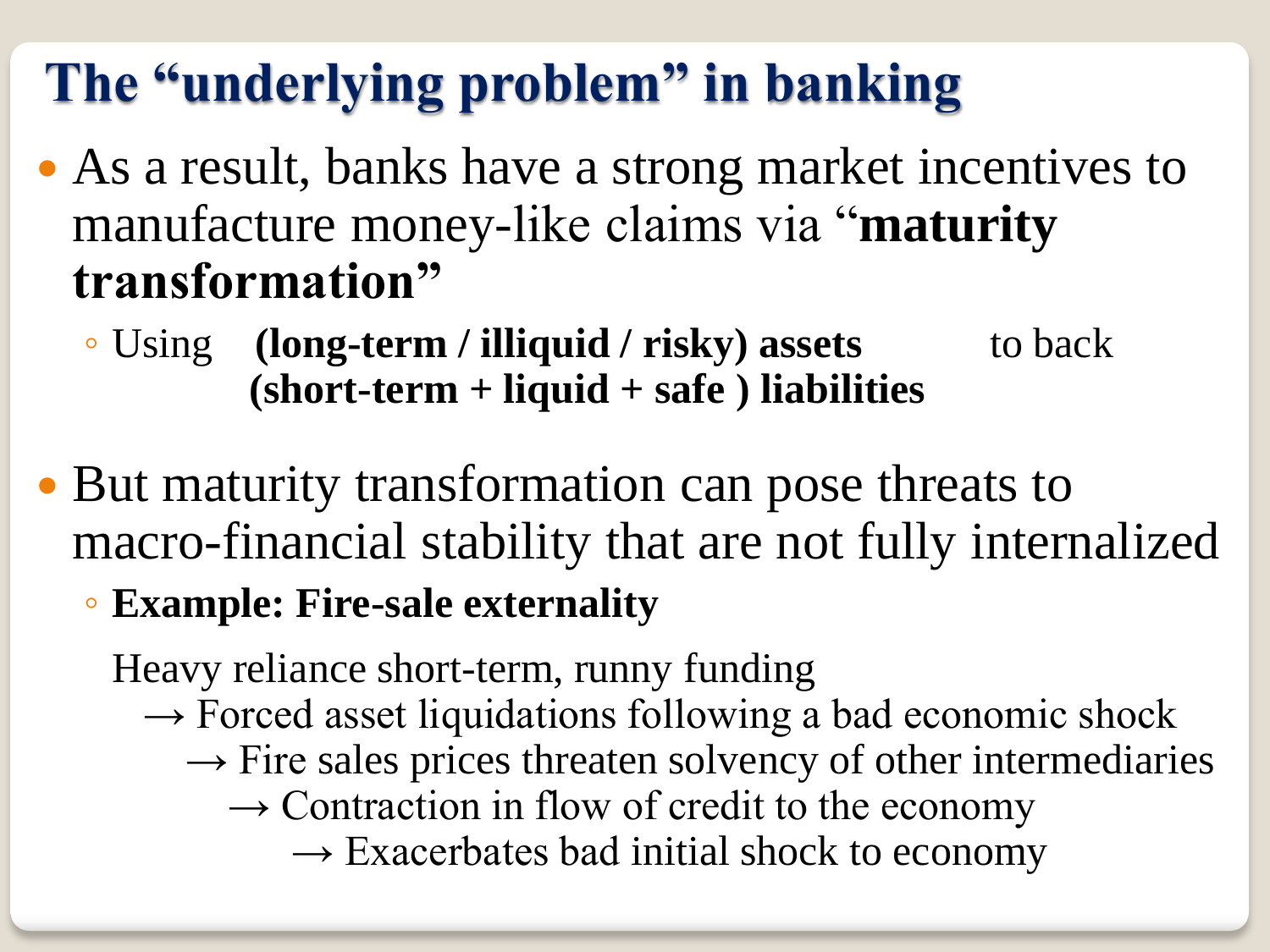# The "underlying problem" in banking

- As a result, banks have a strong market incentives to manufacture money-like claims via "**maturity transformation**"
  - Using **(long-term / illiquid / risky) assets** to back **(short-term + liquid + safe ) liabilities**

- But maturity transformation can pose threats to macro-financial stability that are not fully internalized
  - **Example: Fire-sale externality**

    Heavy reliance short-term, runny funding
    → Forced asset liquidations following a bad economic shock
    → Fire sales prices threaten solvency of other intermediaries
    → Contraction in flow of credit to the economy
    → Exacerbates bad initial shock to economy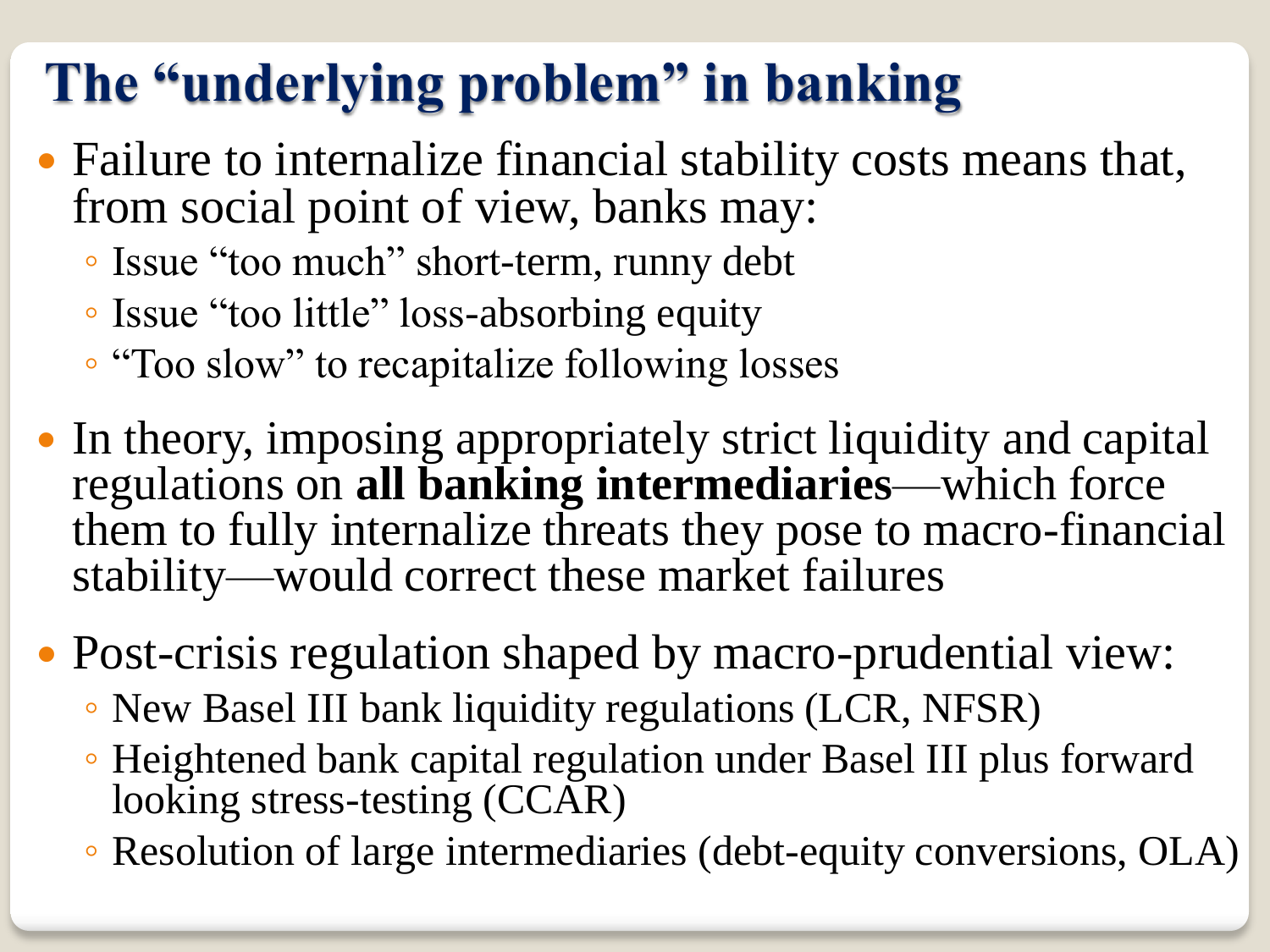# The "underlying problem" in banking

- Failure to internalize financial stability costs means that, from social point of view, banks may:
  - Issue "too much" short-term, runny debt
  - Issue "too little" loss-absorbing equity
  - "Too slow" to recapitalize following losses
- In theory, imposing appropriately strict liquidity and capital regulations on **all banking intermediaries**—which force them to fully internalize threats they pose to macro-financial stability—would correct these market failures
- Post-crisis regulation shaped by macro-prudential view:
  - New Basel III bank liquidity regulations (LCR, NFSR)
  - Heightened bank capital regulation under Basel III plus forward looking stress-testing (CCAR)
  - Resolution of large intermediaries (debt-equity conversions, OLA)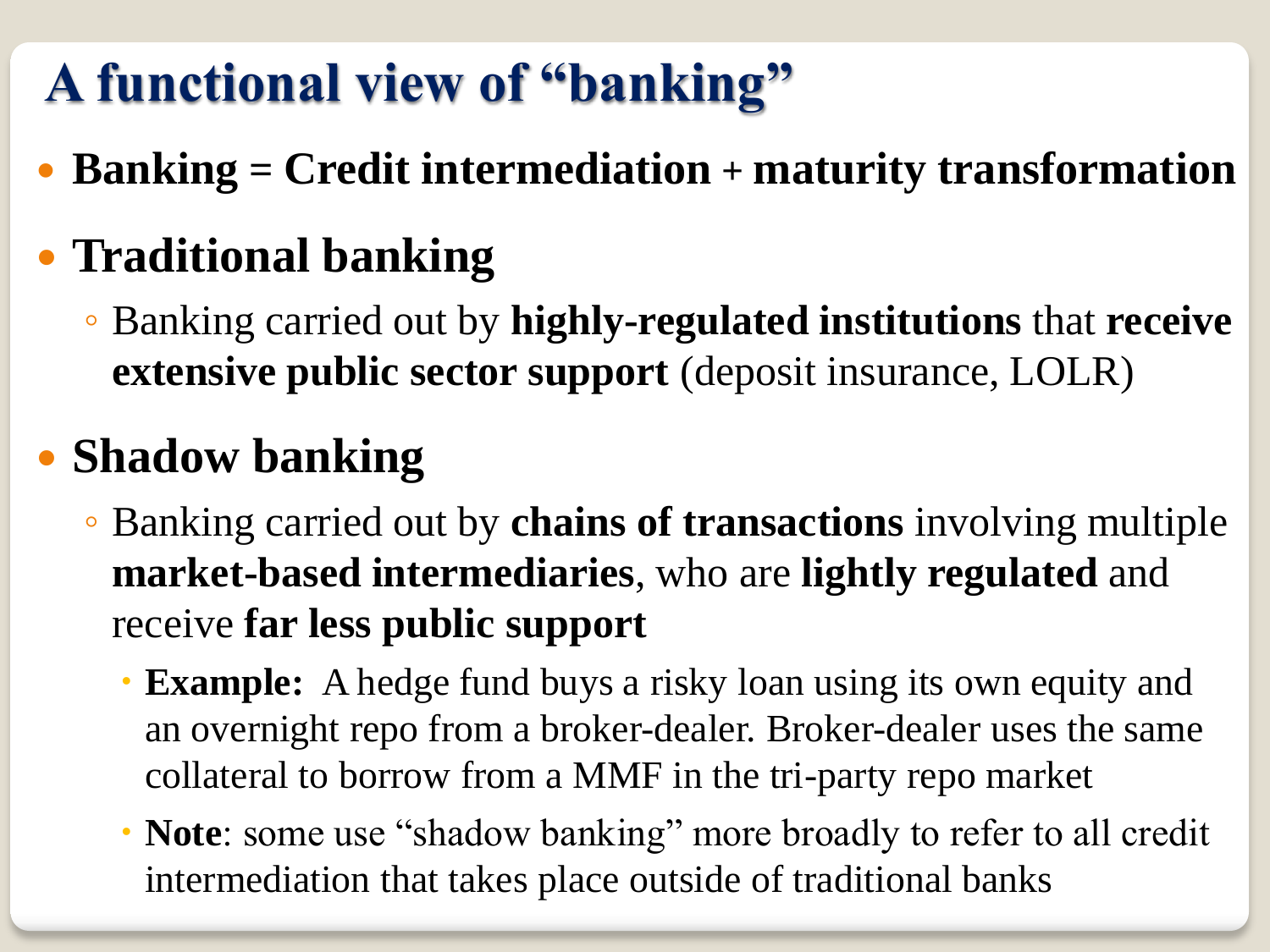# A functional view of "banking"

- **Banking = Credit intermediation + maturity transformation**
- **Traditional banking**
  - Banking carried out by **highly-regulated institutions** that **receive extensive public sector support** (deposit insurance, LOLR)
- **Shadow banking**
  - Banking carried out by **chains of transactions** involving multiple **market-based intermediaries**, who are **lightly regulated** and receive **far less public support**
    - **Example:** A hedge fund buys a risky loan using its own equity and an overnight repo from a broker-dealer. Broker-dealer uses the same collateral to borrow from a MMF in the tri-party repo market
    - **Note**: some use "shadow banking" more broadly to refer to all credit intermediation that takes place outside of traditional banks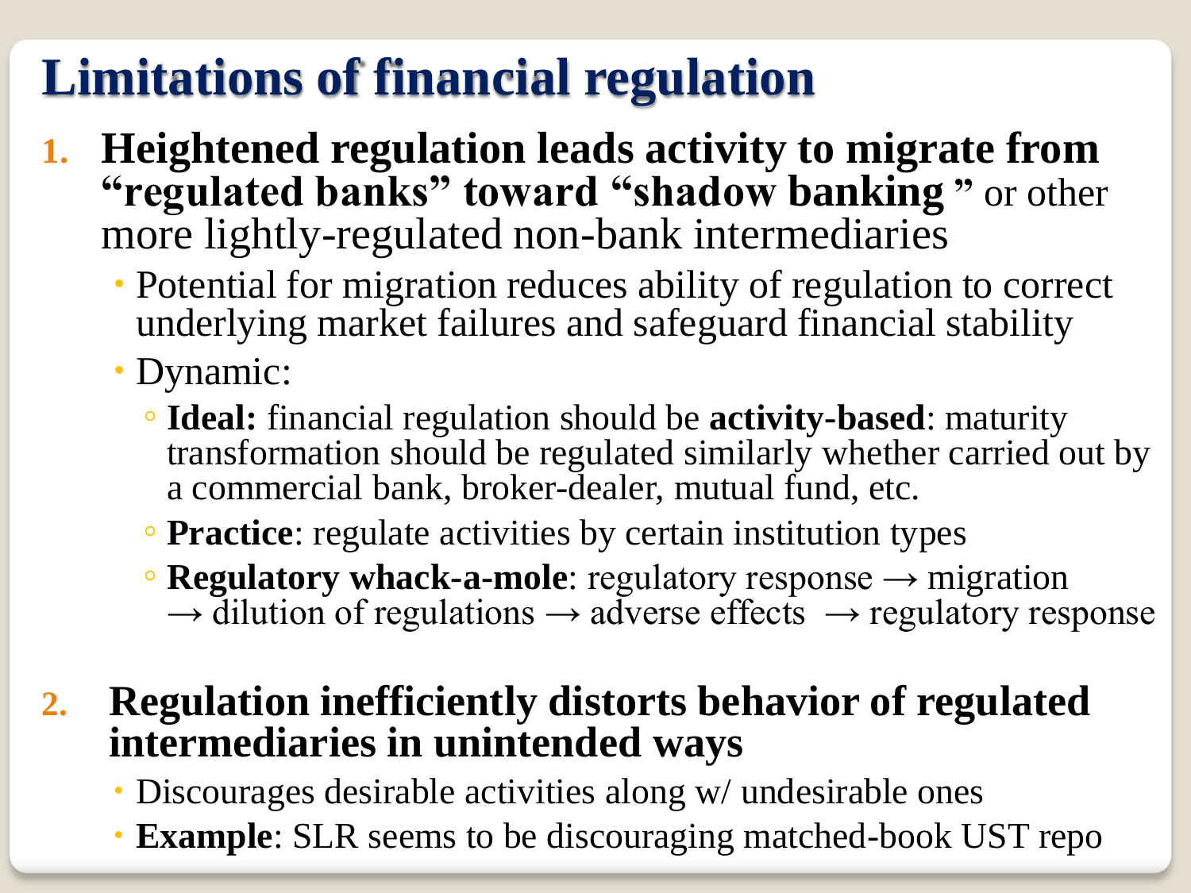# Limitations of financial regulation

1. **Heightened regulation leads activity to migrate from "regulated banks" toward "shadow banking"** or other more lightly-regulated non-bank intermediaries
   - Potential for migration reduces ability of regulation to correct underlying market failures and safeguard financial stability
   - Dynamic:
     - **Ideal:** financial regulation should be **activity-based**: maturity transformation should be regulated similarly whether carried out by a commercial bank, broker-dealer, mutual fund, etc.
     - **Practice**: regulate activities by certain institution types
     - **Regulatory whack-a-mole**: regulatory response → migration → dilution of regulations → adverse effects → regulatory response

2. **Regulation inefficiently distorts behavior of regulated intermediaries in unintended ways**
   - Discourages desirable activities along w/ undesirable ones
   - **Example**: SLR seems to be discouraging matched-book UST repo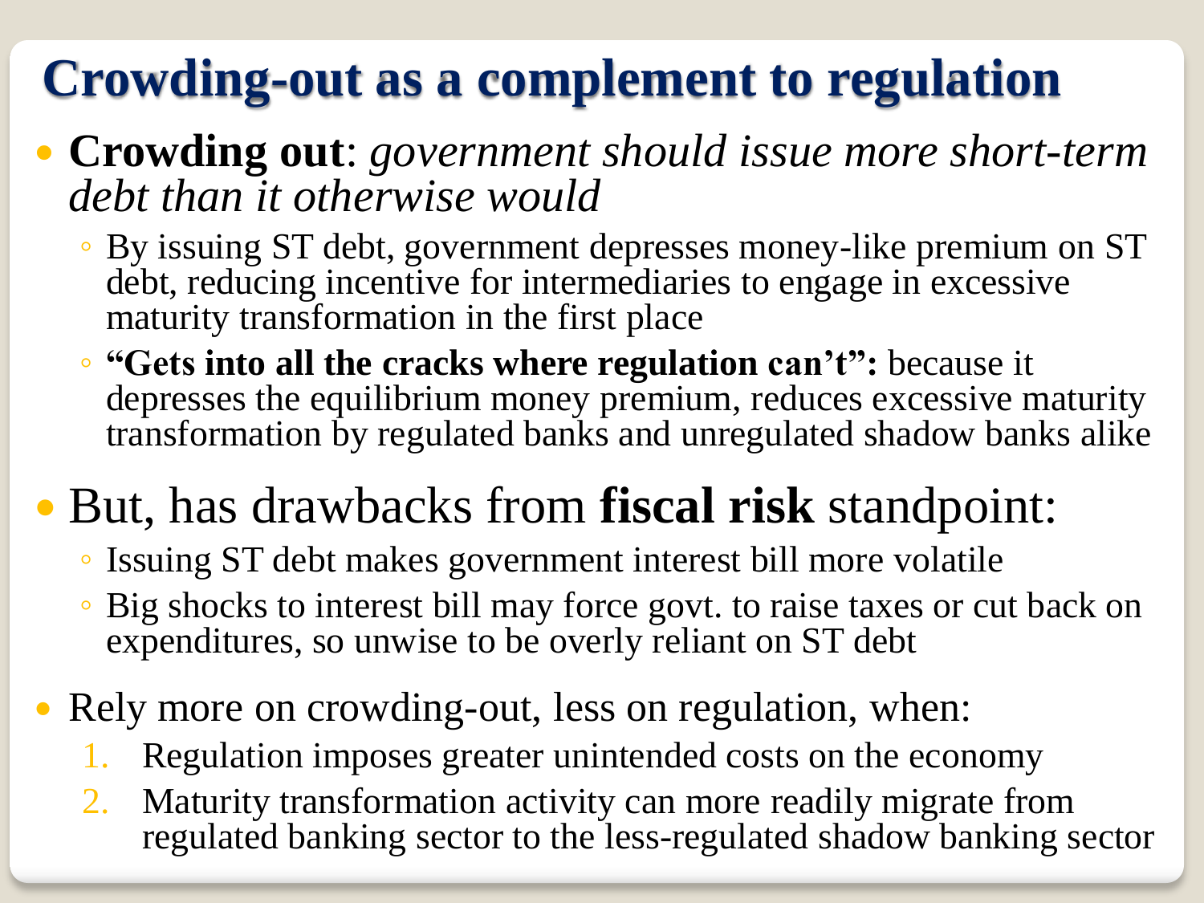# Crowding-out as a complement to regulation

- **Crowding out**: *government should issue more short-term debt than it otherwise would*
  - By issuing ST debt, government depresses money-like premium on ST debt, reducing incentive for intermediaries to engage in excessive maturity transformation in the first place
  - **"Gets into all the cracks where regulation can't":** because it depresses the equilibrium money premium, reduces excessive maturity transformation by regulated banks and unregulated shadow banks alike

- But, has drawbacks from **fiscal risk** standpoint:
  - Issuing ST debt makes government interest bill more volatile
  - Big shocks to interest bill may force govt. to raise taxes or cut back on expenditures, so unwise to be overly reliant on ST debt

- Rely more on crowding-out, less on regulation, when:
  1. Regulation imposes greater unintended costs on the economy
  2. Maturity transformation activity can more readily migrate from regulated banking sector to the less-regulated shadow banking sector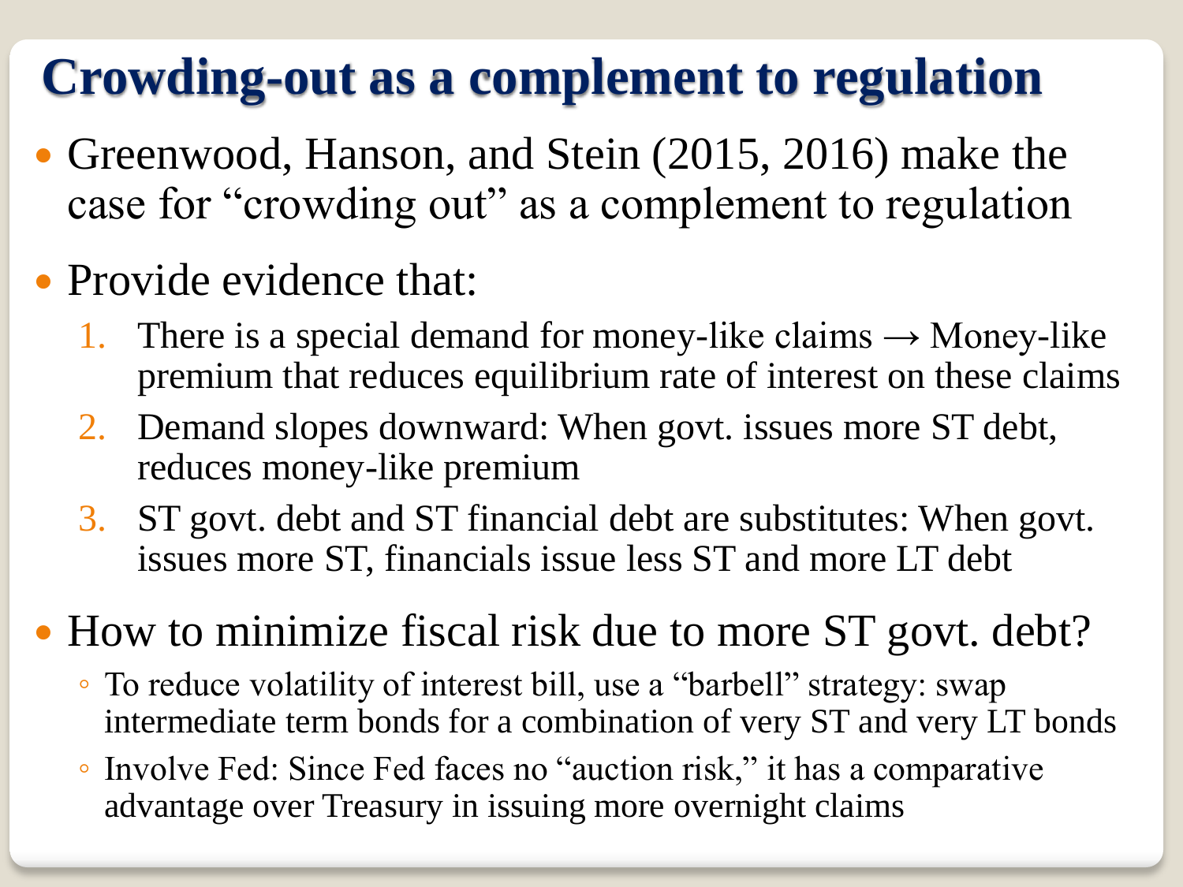# Crowding-out as a complement to regulation

- Greenwood, Hanson, and Stein (2015, 2016) make the case for "crowding out" as a complement to regulation
- Provide evidence that:
  1. There is a special demand for money-like claims → Money-like premium that reduces equilibrium rate of interest on these claims
  2. Demand slopes downward: When govt. issues more ST debt, reduces money-like premium
  3. ST govt. debt and ST financial debt are substitutes: When govt. issues more ST, financials issue less ST and more LT debt
- How to minimize fiscal risk due to more ST govt. debt?
  - To reduce volatility of interest bill, use a "barbell" strategy: swap intermediate term bonds for a combination of very ST and very LT bonds
  - Involve Fed: Since Fed faces no "auction risk," it has a comparative advantage over Treasury in issuing more overnight claims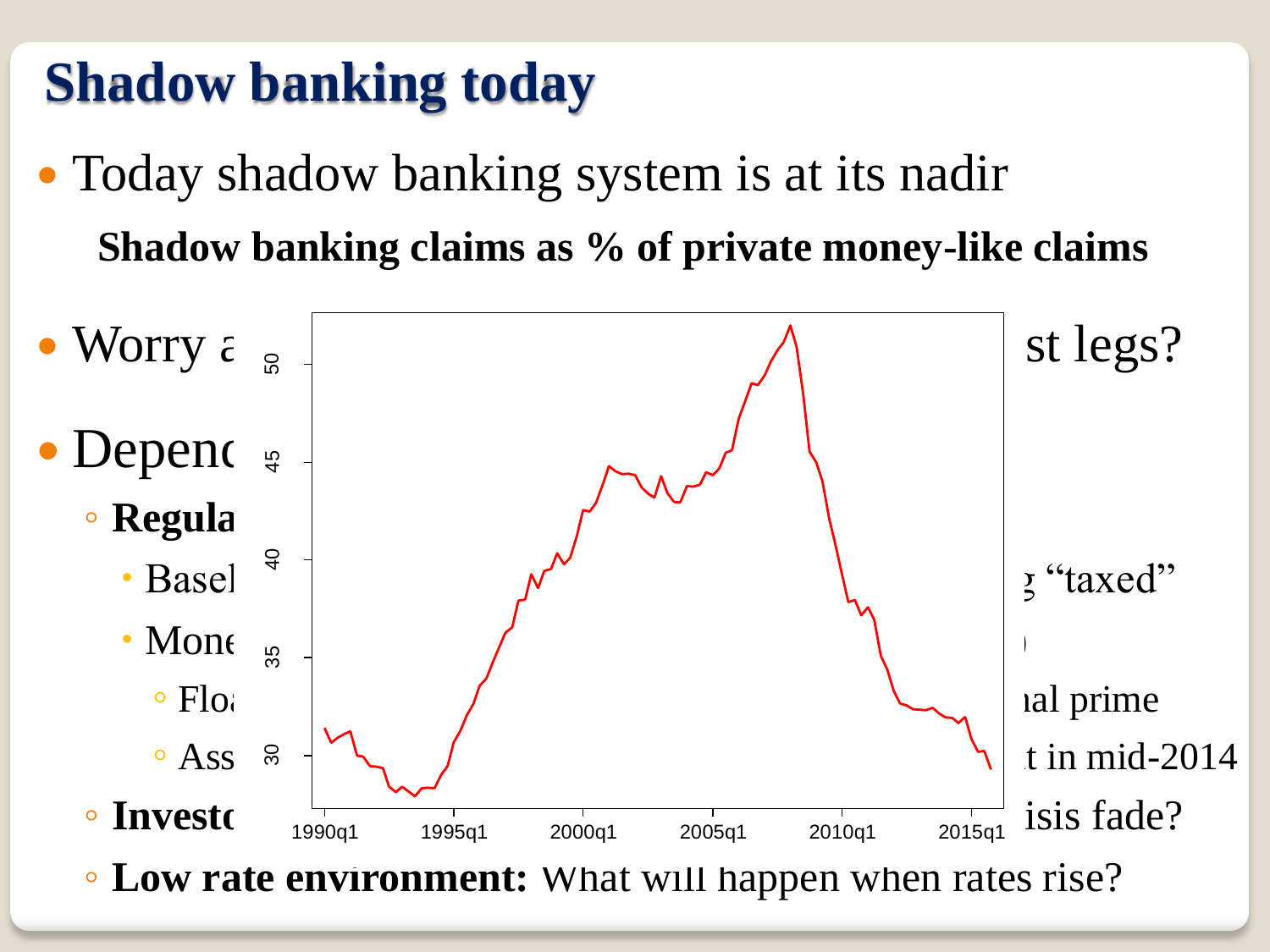# Shadow banking today

- Today shadow banking system is at its nadir

**Shadow banking claims as % of private money-like claims**

- Worry a… st legs?
- Depend…
  - **Regula…**
    - Basel… "taxed"
    - Mone…
      - Flo… …al prime
      - Ass… …t in mid-2014
  - **Investo…** …isis fade?
  - **Low rate environment:** What will happen when rates rise?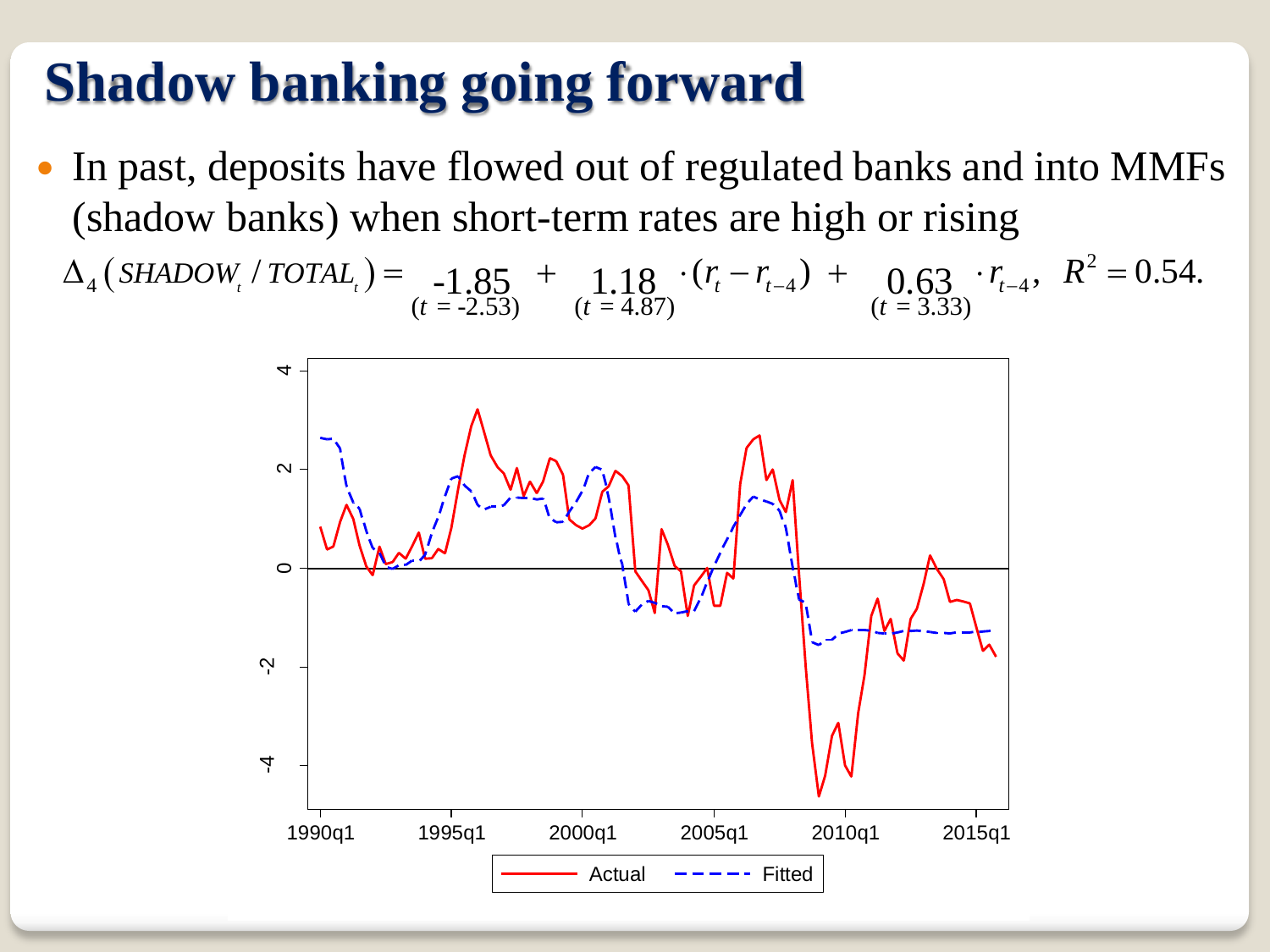# Shadow banking going forward

- In past, deposits have flowed out of regulated banks and into MMFs (shadow banks) when short-term rates are high or rising

$$\Delta_4\left(SHADOW_t / TOTAL_t\right) = \underset{(t\,=\,-2.53)}{-1.85} + \underset{(t\,=\,4.87)}{1.18} \cdot (r_t - r_{t-4}) + \underset{(t\,=\,3.33)}{0.63} \cdot r_{t-4}, \quad R^2 = 0.54.$$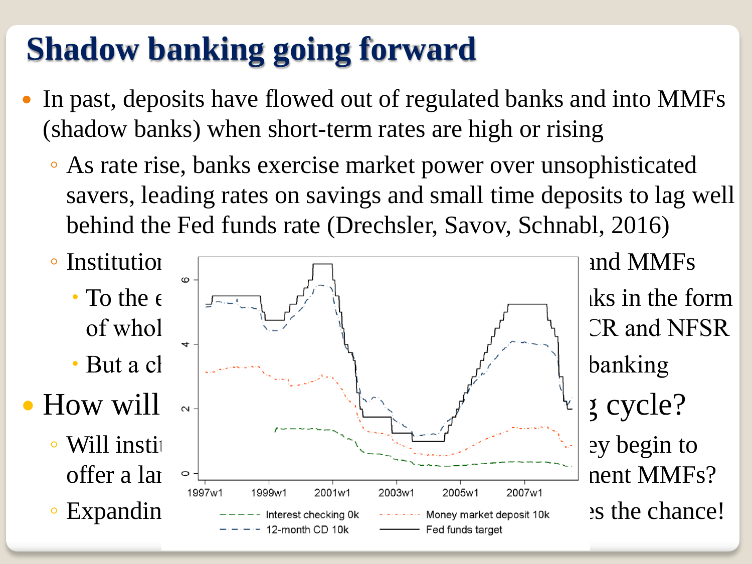# Shadow banking going forward

- In past, deposits have flowed out of regulated banks and into MMFs (shadow banks) when short-term rates are high or rising
  - As rate rise, banks exercise market power over unsophisticated savers, leading rates on savings and small time deposits to lag well behind the Fed funds rate (Drechsler, Savov, Schnabl, 2016)
  - Institutior ... and MMFs
    - To the e ... iks in the form of whol ... CR and NFSR
    - But a cl ... banking
- How will ... g cycle?
  - Will instit ... ey begin to offer a lai ... nent MMFs?
  - Expandin ... es the chance!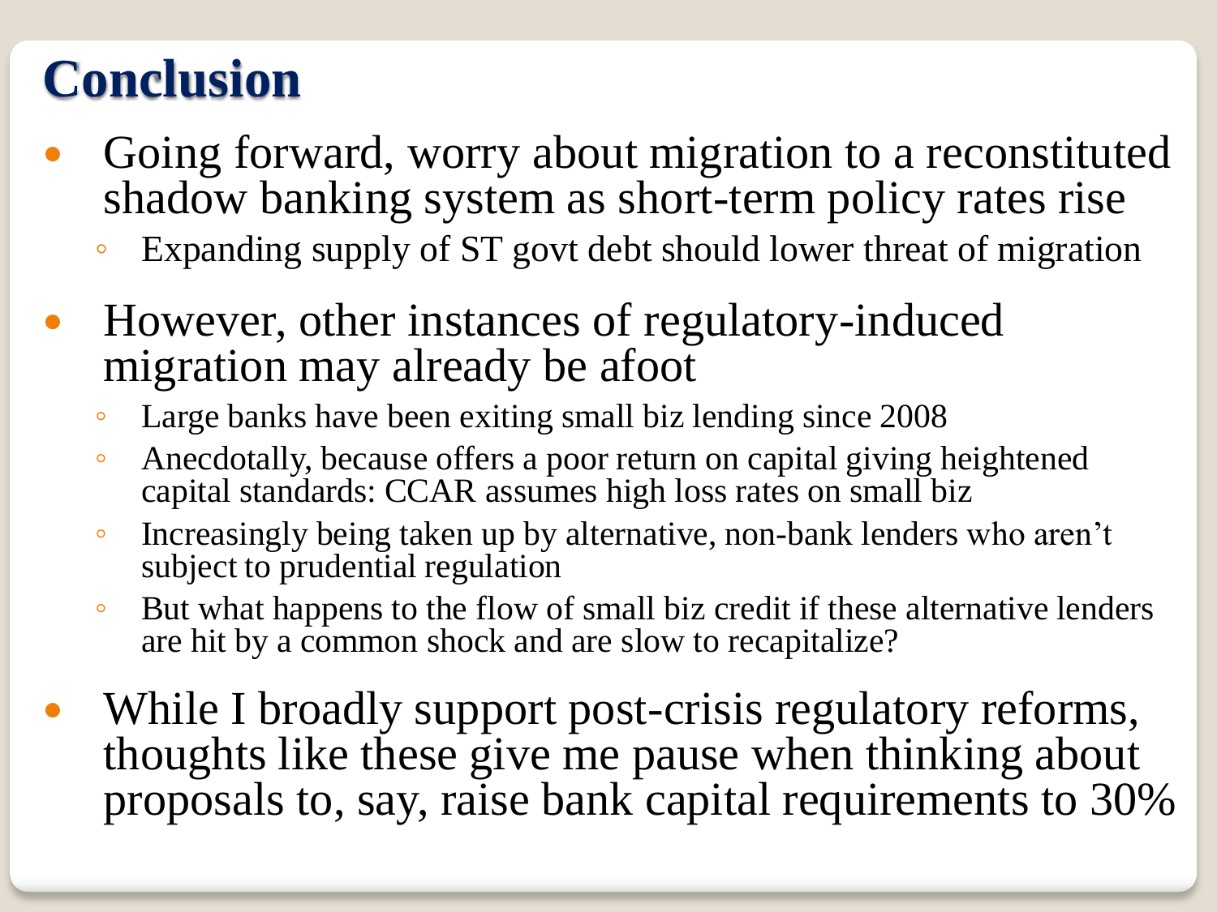# Conclusion

- Going forward, worry about migration to a reconstituted shadow banking system as short-term policy rates rise
  - Expanding supply of ST govt debt should lower threat of migration
- However, other instances of regulatory-induced migration may already be afoot
  - Large banks have been exiting small biz lending since 2008
  - Anecdotally, because offers a poor return on capital giving heightened capital standards: CCAR assumes high loss rates on small biz
  - Increasingly being taken up by alternative, non-bank lenders who aren't subject to prudential regulation
  - But what happens to the flow of small biz credit if these alternative lenders are hit by a common shock and are slow to recapitalize?
- While I broadly support post-crisis regulatory reforms, thoughts like these give me pause when thinking about proposals to, say, raise bank capital requirements to 30%